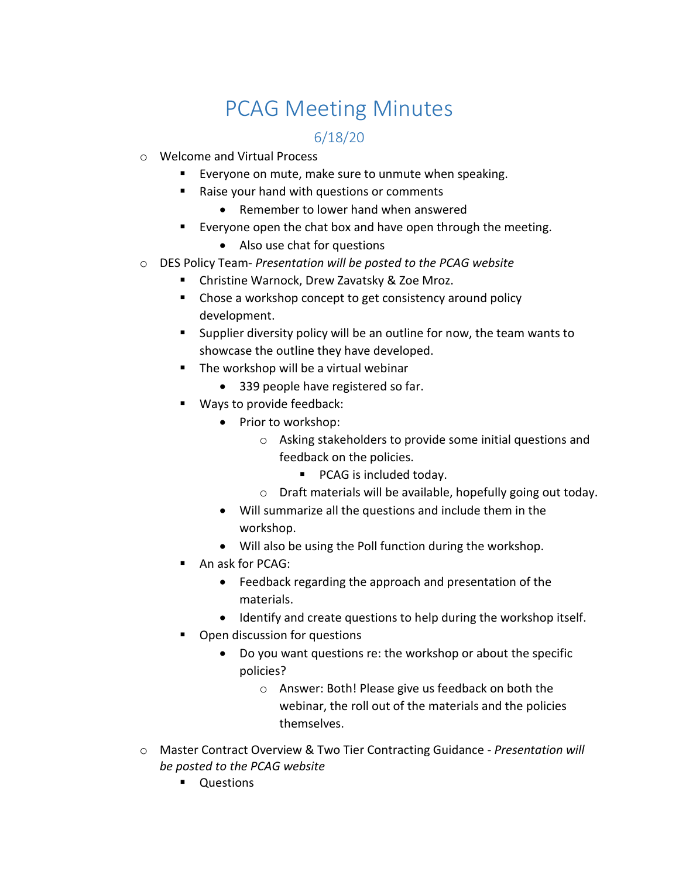# PCAG Meeting Minutes

## 6/18/20

- Welcome and Virtual Process
  - Everyone on mute, make sure to unmute when speaking.
  - Raise your hand with questions or comments
    - Remember to lower hand when answered
  - Everyone open the chat box and have open through the meeting.
    - Also use chat for questions
- DES Policy Team- *Presentation will be posted to the PCAG website*
  - Christine Warnock, Drew Zavatsky & Zoe Mroz.
  - Chose a workshop concept to get consistency around policy development.
  - Supplier diversity policy will be an outline for now, the team wants to showcase the outline they have developed.
  - The workshop will be a virtual webinar
    - 339 people have registered so far.
  - Ways to provide feedback:
    - Prior to workshop:
      - Asking stakeholders to provide some initial questions and feedback on the policies.
        - PCAG is included today.
      - Draft materials will be available, hopefully going out today.
    - Will summarize all the questions and include them in the workshop.
    - Will also be using the Poll function during the workshop.
  - An ask for PCAG:
    - Feedback regarding the approach and presentation of the materials.
    - Identify and create questions to help during the workshop itself.
  - Open discussion for questions
    - Do you want questions re: the workshop or about the specific policies?
      - Answer: Both! Please give us feedback on both the webinar, the roll out of the materials and the policies themselves.
- Master Contract Overview & Two Tier Contracting Guidance - *Presentation will be posted to the PCAG website*
  - Questions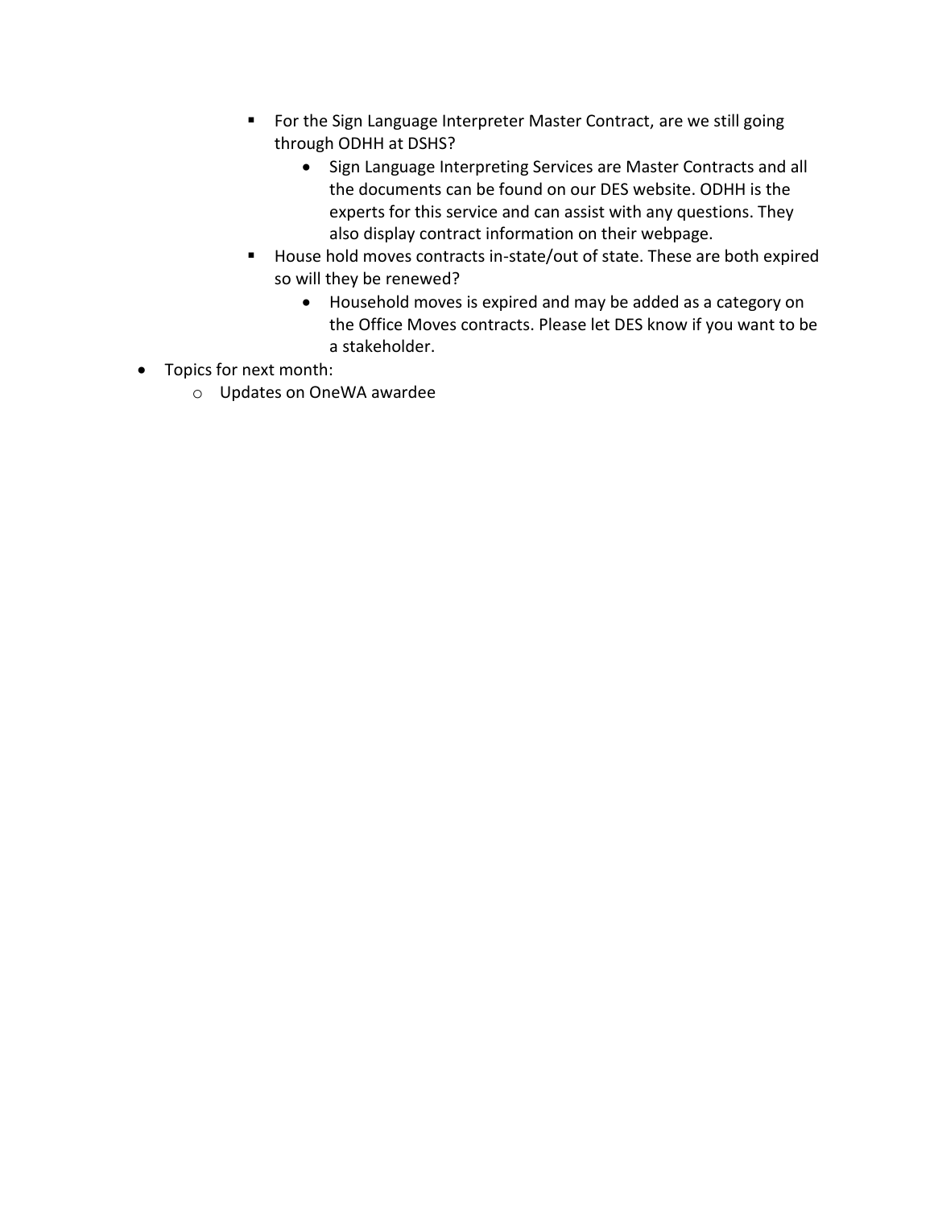- For the Sign Language Interpreter Master Contract, are we still going through ODHH at DSHS?
        - Sign Language Interpreting Services are Master Contracts and all the documents can be found on our DES website. ODHH is the experts for this service and can assist with any questions. They also display contract information on their webpage.
    - House hold moves contracts in-state/out of state. These are both expired so will they be renewed?
        - Household moves is expired and may be added as a category on the Office Moves contracts. Please let DES know if you want to be a stakeholder.

- Topics for next month:
    - Updates on OneWA awardee